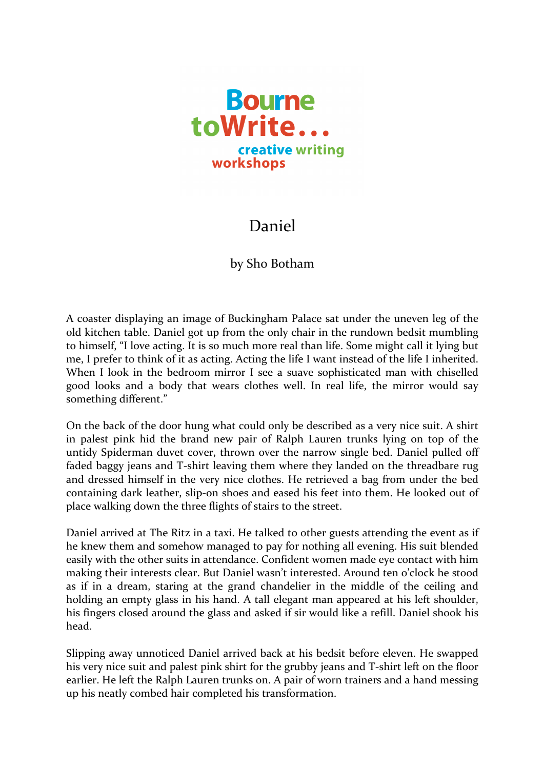Bourne toWrite... creative writing workshops

# Daniel

by Sho Botham

A coaster displaying an image of Buckingham Palace sat under the uneven leg of the old kitchen table. Daniel got up from the only chair in the rundown bedsit mumbling to himself, "I love acting. It is so much more real than life. Some might call it lying but me, I prefer to think of it as acting. Acting the life I want instead of the life I inherited. When I look in the bedroom mirror I see a suave sophisticated man with chiselled good looks and a body that wears clothes well. In real life, the mirror would say something different."

On the back of the door hung what could only be described as a very nice suit. A shirt in palest pink hid the brand new pair of Ralph Lauren trunks lying on top of the untidy Spiderman duvet cover, thrown over the narrow single bed. Daniel pulled off faded baggy jeans and T-shirt leaving them where they landed on the threadbare rug and dressed himself in the very nice clothes. He retrieved a bag from under the bed containing dark leather, slip-on shoes and eased his feet into them. He looked out of place walking down the three flights of stairs to the street.

Daniel arrived at The Ritz in a taxi. He talked to other guests attending the event as if he knew them and somehow managed to pay for nothing all evening. His suit blended easily with the other suits in attendance. Confident women made eye contact with him making their interests clear. But Daniel wasn't interested. Around ten o'clock he stood as if in a dream, staring at the grand chandelier in the middle of the ceiling and holding an empty glass in his hand. A tall elegant man appeared at his left shoulder, his fingers closed around the glass and asked if sir would like a refill. Daniel shook his head.

Slipping away unnoticed Daniel arrived back at his bedsit before eleven. He swapped his very nice suit and palest pink shirt for the grubby jeans and T-shirt left on the floor earlier. He left the Ralph Lauren trunks on. A pair of worn trainers and a hand messing up his neatly combed hair completed his transformation.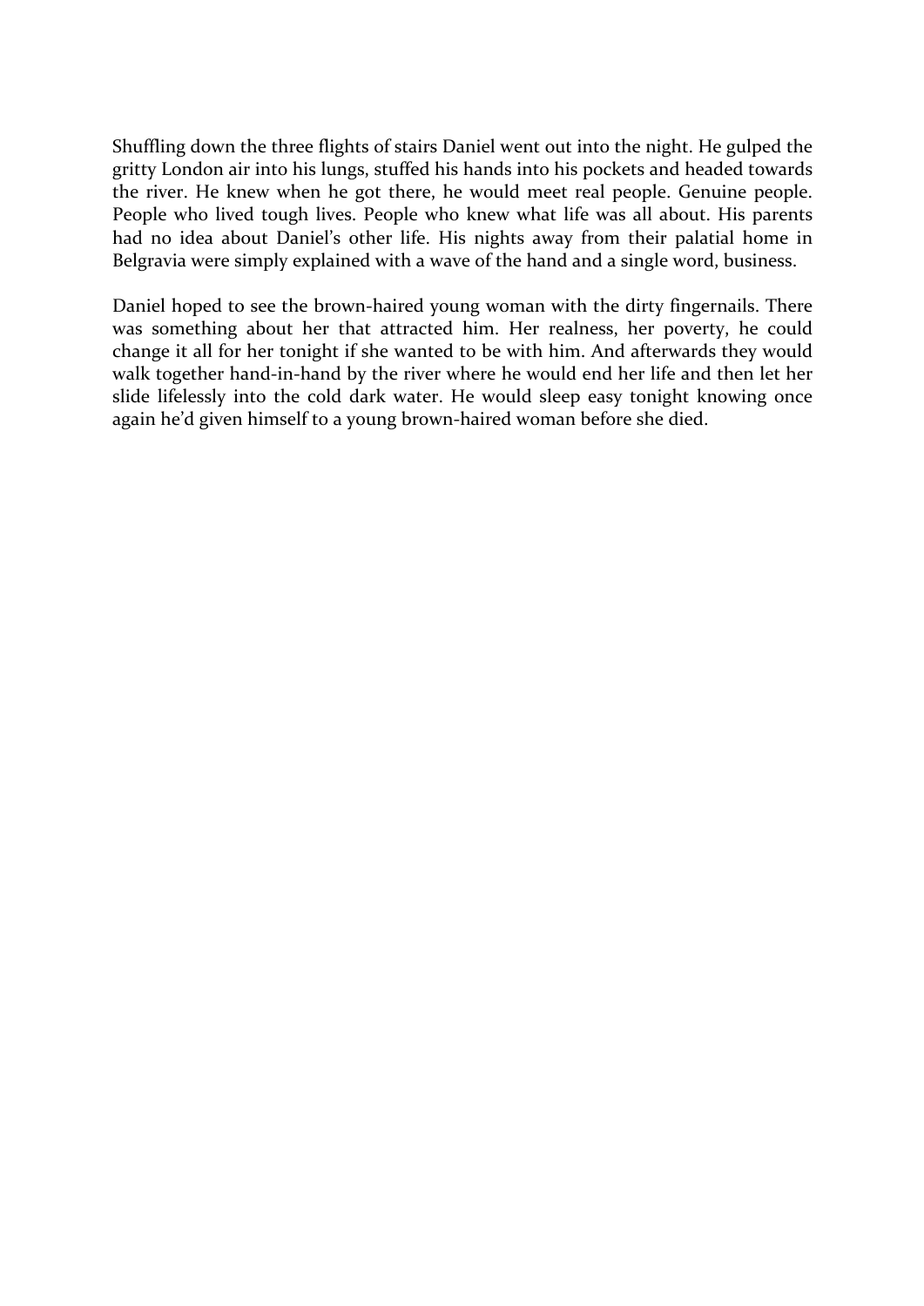Shuffling down the three flights of stairs Daniel went out into the night. He gulped the gritty London air into his lungs, stuffed his hands into his pockets and headed towards the river. He knew when he got there, he would meet real people. Genuine people. People who lived tough lives. People who knew what life was all about. His parents had no idea about Daniel's other life. His nights away from their palatial home in Belgravia were simply explained with a wave of the hand and a single word, business.

Daniel hoped to see the brown-haired young woman with the dirty fingernails. There was something about her that attracted him. Her realness, her poverty, he could change it all for her tonight if she wanted to be with him. And afterwards they would walk together hand-in-hand by the river where he would end her life and then let her slide lifelessly into the cold dark water. He would sleep easy tonight knowing once again he'd given himself to a young brown-haired woman before she died.